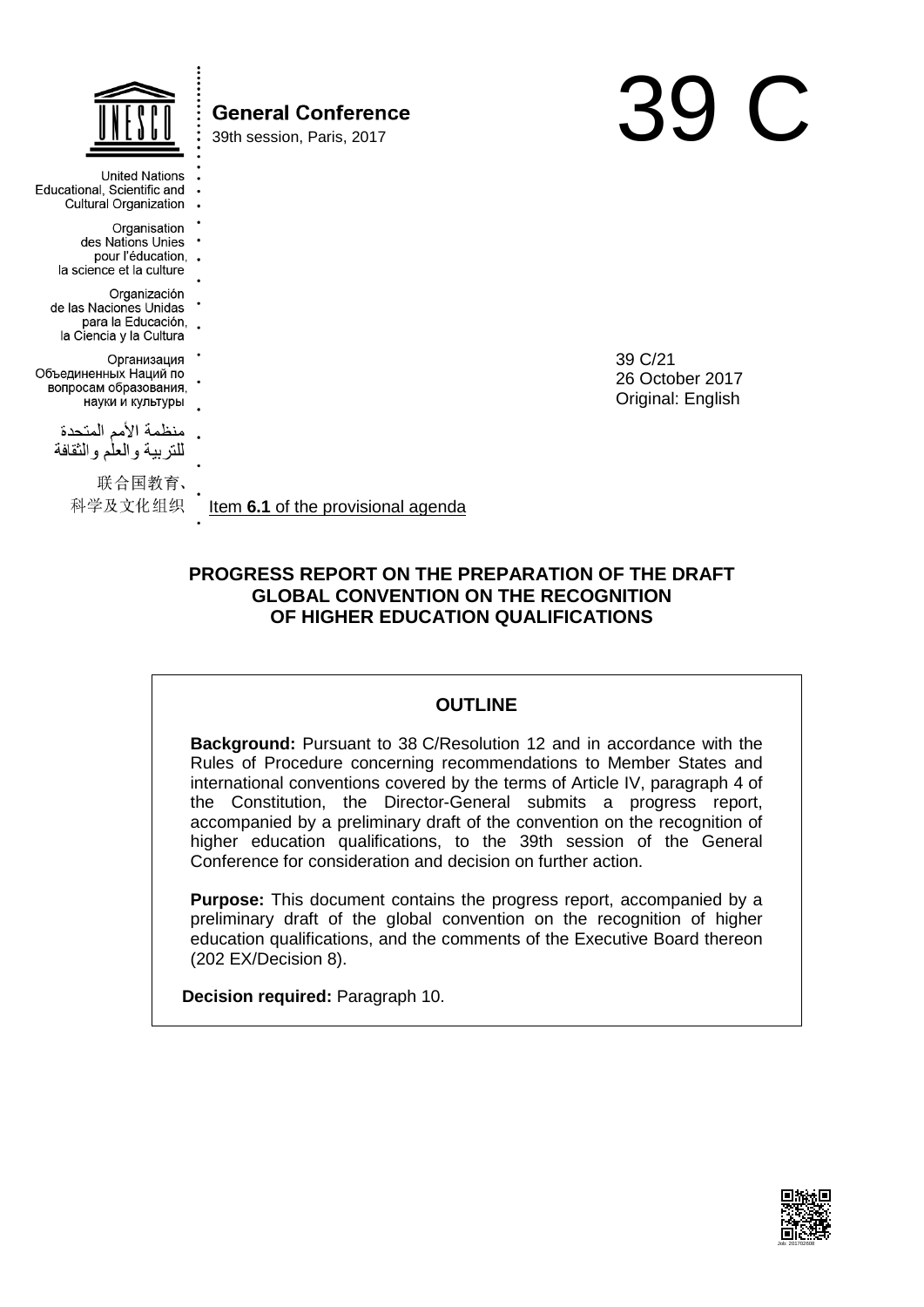United Nations
Educational, Scientific and
Cultural Organization

Organisation
des Nations Unies
pour l'éducation,
la science et la culture

Organización
de las Naciones Unidas
para la Educación,
la Ciencia y la Cultura

Организация
Объединенных Наций по
вопросам образования,
науки и культуры

منظمة الأمم المتحدة
للتربية والعلم والثقافة

联合国教育、
科学及文化组织

**General Conference**
39th session, Paris, 2017

# 39 C

39 C/21
26 October 2017
Original: English

Item **6.1** of the provisional agenda

## PROGRESS REPORT ON THE PREPARATION OF THE DRAFT GLOBAL CONVENTION ON THE RECOGNITION OF HIGHER EDUCATION QUALIFICATIONS

### OUTLINE

**Background:** Pursuant to 38 C/Resolution 12 and in accordance with the Rules of Procedure concerning recommendations to Member States and international conventions covered by the terms of Article IV, paragraph 4 of the Constitution, the Director-General submits a progress report, accompanied by a preliminary draft of the convention on the recognition of higher education qualifications, to the 39th session of the General Conference for consideration and decision on further action.

**Purpose:** This document contains the progress report, accompanied by a preliminary draft of the global convention on the recognition of higher education qualifications, and the comments of the Executive Board thereon (202 EX/Decision 8).

**Decision required:** Paragraph 10.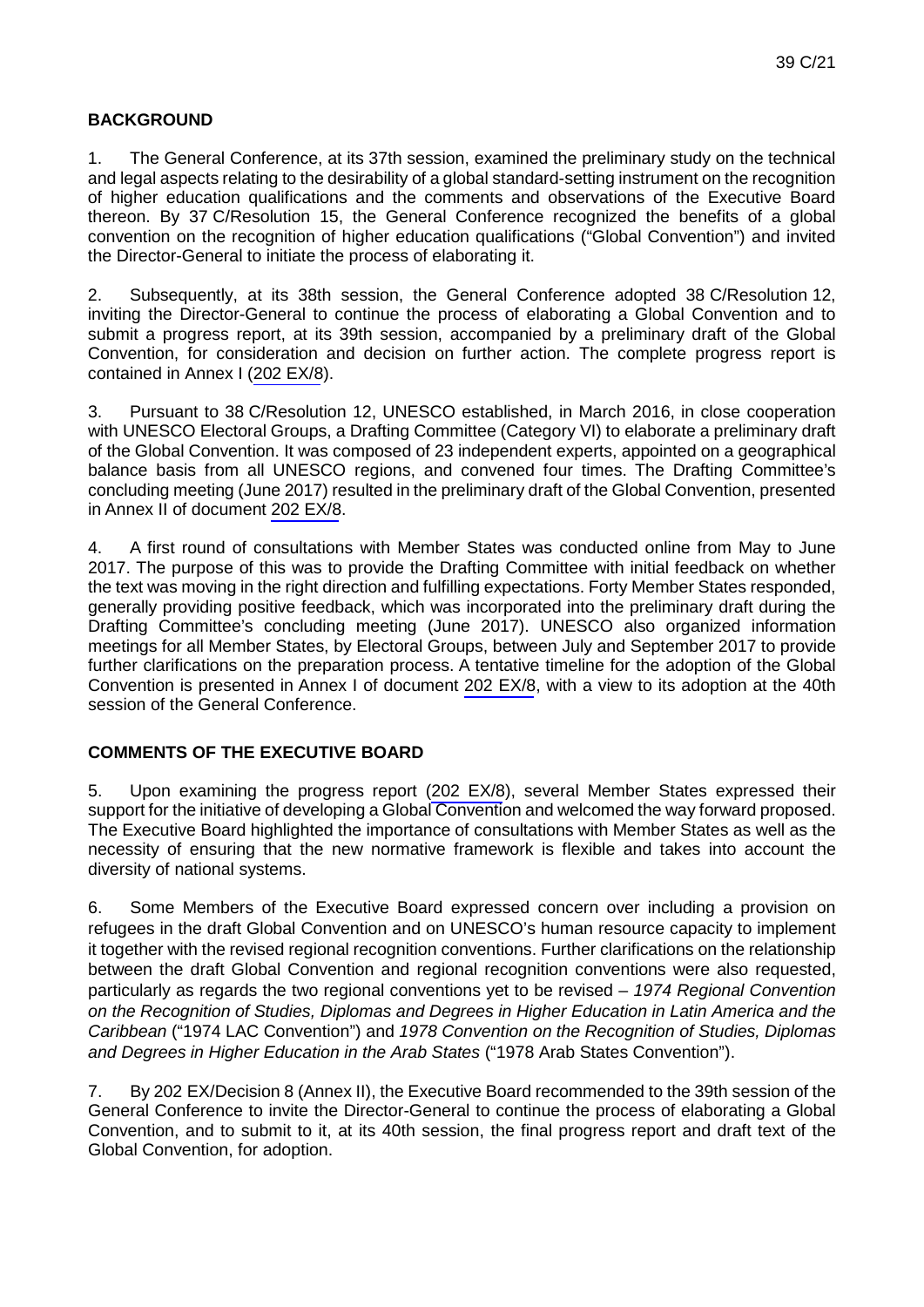## BACKGROUND

1. The General Conference, at its 37th session, examined the preliminary study on the technical and legal aspects relating to the desirability of a global standard-setting instrument on the recognition of higher education qualifications and the comments and observations of the Executive Board thereon. By 37 C/Resolution 15, the General Conference recognized the benefits of a global convention on the recognition of higher education qualifications ("Global Convention") and invited the Director-General to initiate the process of elaborating it.

2. Subsequently, at its 38th session, the General Conference adopted 38 C/Resolution 12, inviting the Director-General to continue the process of elaborating a Global Convention and to submit a progress report, at its 39th session, accompanied by a preliminary draft of the Global Convention, for consideration and decision on further action. The complete progress report is contained in Annex I (202 EX/8).

3. Pursuant to 38 C/Resolution 12, UNESCO established, in March 2016, in close cooperation with UNESCO Electoral Groups, a Drafting Committee (Category VI) to elaborate a preliminary draft of the Global Convention. It was composed of 23 independent experts, appointed on a geographical balance basis from all UNESCO regions, and convened four times. The Drafting Committee's concluding meeting (June 2017) resulted in the preliminary draft of the Global Convention, presented in Annex II of document 202 EX/8.

4. A first round of consultations with Member States was conducted online from May to June 2017. The purpose of this was to provide the Drafting Committee with initial feedback on whether the text was moving in the right direction and fulfilling expectations. Forty Member States responded, generally providing positive feedback, which was incorporated into the preliminary draft during the Drafting Committee's concluding meeting (June 2017). UNESCO also organized information meetings for all Member States, by Electoral Groups, between July and September 2017 to provide further clarifications on the preparation process. A tentative timeline for the adoption of the Global Convention is presented in Annex I of document 202 EX/8, with a view to its adoption at the 40th session of the General Conference.

## COMMENTS OF THE EXECUTIVE BOARD

5. Upon examining the progress report (202 EX/8), several Member States expressed their support for the initiative of developing a Global Convention and welcomed the way forward proposed. The Executive Board highlighted the importance of consultations with Member States as well as the necessity of ensuring that the new normative framework is flexible and takes into account the diversity of national systems.

6. Some Members of the Executive Board expressed concern over including a provision on refugees in the draft Global Convention and on UNESCO's human resource capacity to implement it together with the revised regional recognition conventions. Further clarifications on the relationship between the draft Global Convention and regional recognition conventions were also requested, particularly as regards the two regional conventions yet to be revised – *1974 Regional Convention on the Recognition of Studies, Diplomas and Degrees in Higher Education in Latin America and the Caribbean* ("1974 LAC Convention") and *1978 Convention on the Recognition of Studies, Diplomas and Degrees in Higher Education in the Arab States* ("1978 Arab States Convention").

7. By 202 EX/Decision 8 (Annex II), the Executive Board recommended to the 39th session of the General Conference to invite the Director-General to continue the process of elaborating a Global Convention, and to submit to it, at its 40th session, the final progress report and draft text of the Global Convention, for adoption.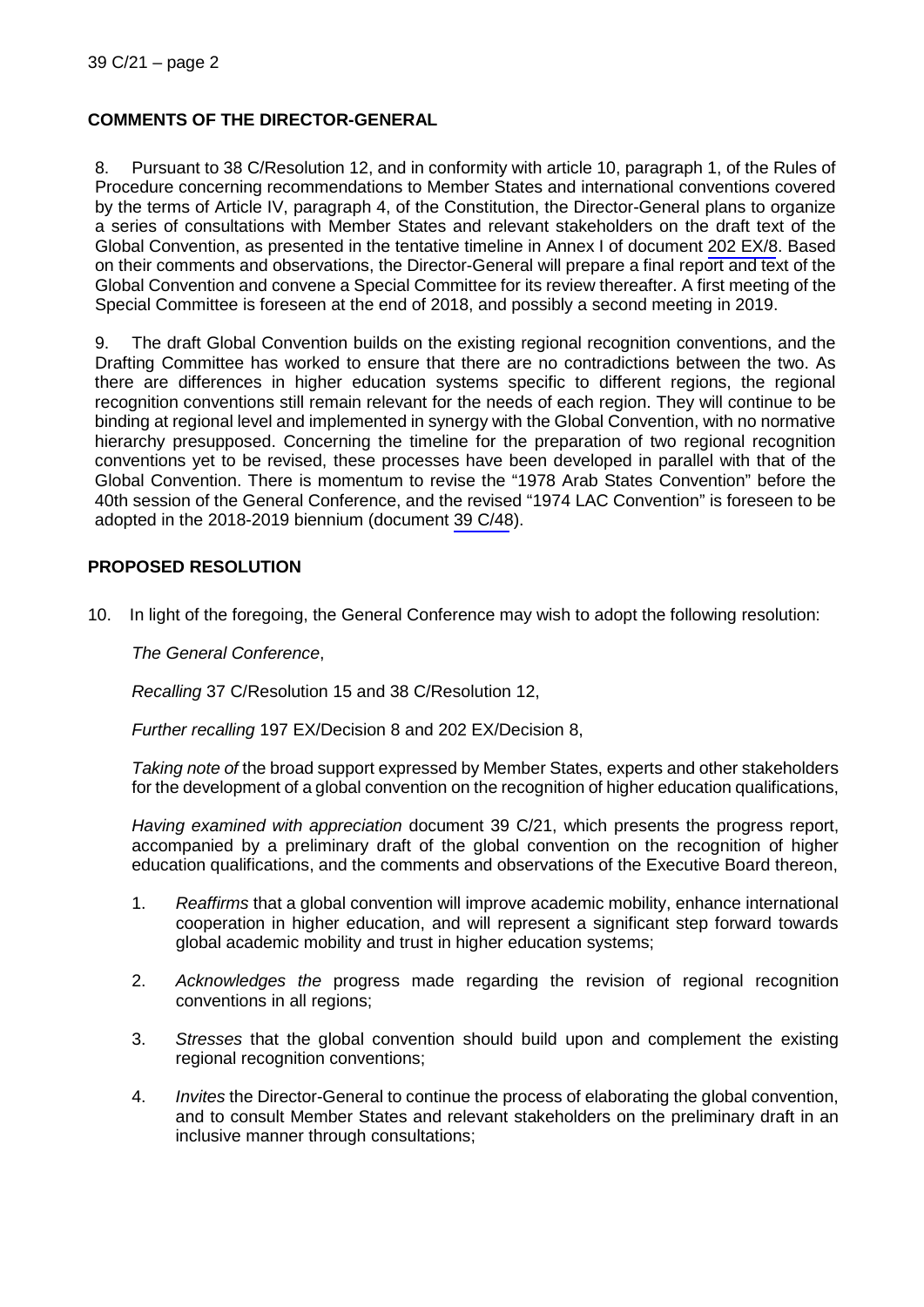## COMMENTS OF THE DIRECTOR-GENERAL

8. Pursuant to 38 C/Resolution 12, and in conformity with article 10, paragraph 1, of the Rules of Procedure concerning recommendations to Member States and international conventions covered by the terms of Article IV, paragraph 4, of the Constitution, the Director-General plans to organize a series of consultations with Member States and relevant stakeholders on the draft text of the Global Convention, as presented in the tentative timeline in Annex I of document 202 EX/8. Based on their comments and observations, the Director-General will prepare a final report and text of the Global Convention and convene a Special Committee for its review thereafter. A first meeting of the Special Committee is foreseen at the end of 2018, and possibly a second meeting in 2019.

9. The draft Global Convention builds on the existing regional recognition conventions, and the Drafting Committee has worked to ensure that there are no contradictions between the two. As there are differences in higher education systems specific to different regions, the regional recognition conventions still remain relevant for the needs of each region. They will continue to be binding at regional level and implemented in synergy with the Global Convention, with no normative hierarchy presupposed. Concerning the timeline for the preparation of two regional recognition conventions yet to be revised, these processes have been developed in parallel with that of the Global Convention. There is momentum to revise the "1978 Arab States Convention" before the 40th session of the General Conference, and the revised "1974 LAC Convention" is foreseen to be adopted in the 2018-2019 biennium (document 39 C/48).

## PROPOSED RESOLUTION

10. In light of the foregoing, the General Conference may wish to adopt the following resolution:

*The General Conference*,

*Recalling* 37 C/Resolution 15 and 38 C/Resolution 12,

*Further recalling* 197 EX/Decision 8 and 202 EX/Decision 8,

*Taking note of* the broad support expressed by Member States, experts and other stakeholders for the development of a global convention on the recognition of higher education qualifications,

*Having examined with appreciation* document 39 C/21, which presents the progress report, accompanied by a preliminary draft of the global convention on the recognition of higher education qualifications, and the comments and observations of the Executive Board thereon,

1. *Reaffirms* that a global convention will improve academic mobility, enhance international cooperation in higher education, and will represent a significant step forward towards global academic mobility and trust in higher education systems;

2. *Acknowledges the* progress made regarding the revision of regional recognition conventions in all regions;

3. *Stresses* that the global convention should build upon and complement the existing regional recognition conventions;

4. *Invites* the Director-General to continue the process of elaborating the global convention, and to consult Member States and relevant stakeholders on the preliminary draft in an inclusive manner through consultations;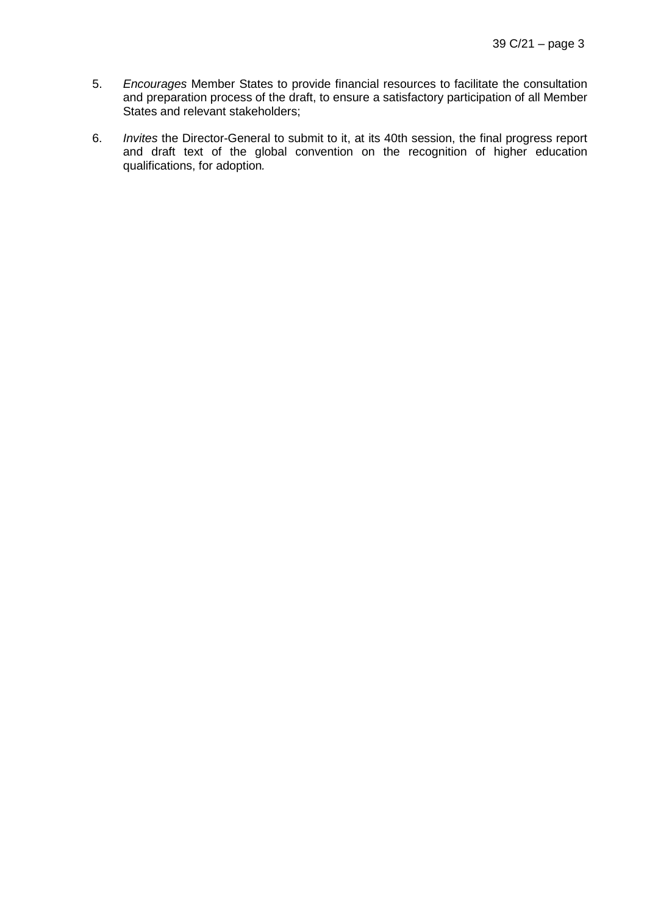5. *Encourages* Member States to provide financial resources to facilitate the consultation and preparation process of the draft, to ensure a satisfactory participation of all Member States and relevant stakeholders;

6. *Invites* the Director-General to submit to it, at its 40th session, the final progress report and draft text of the global convention on the recognition of higher education qualifications, for adoption*.*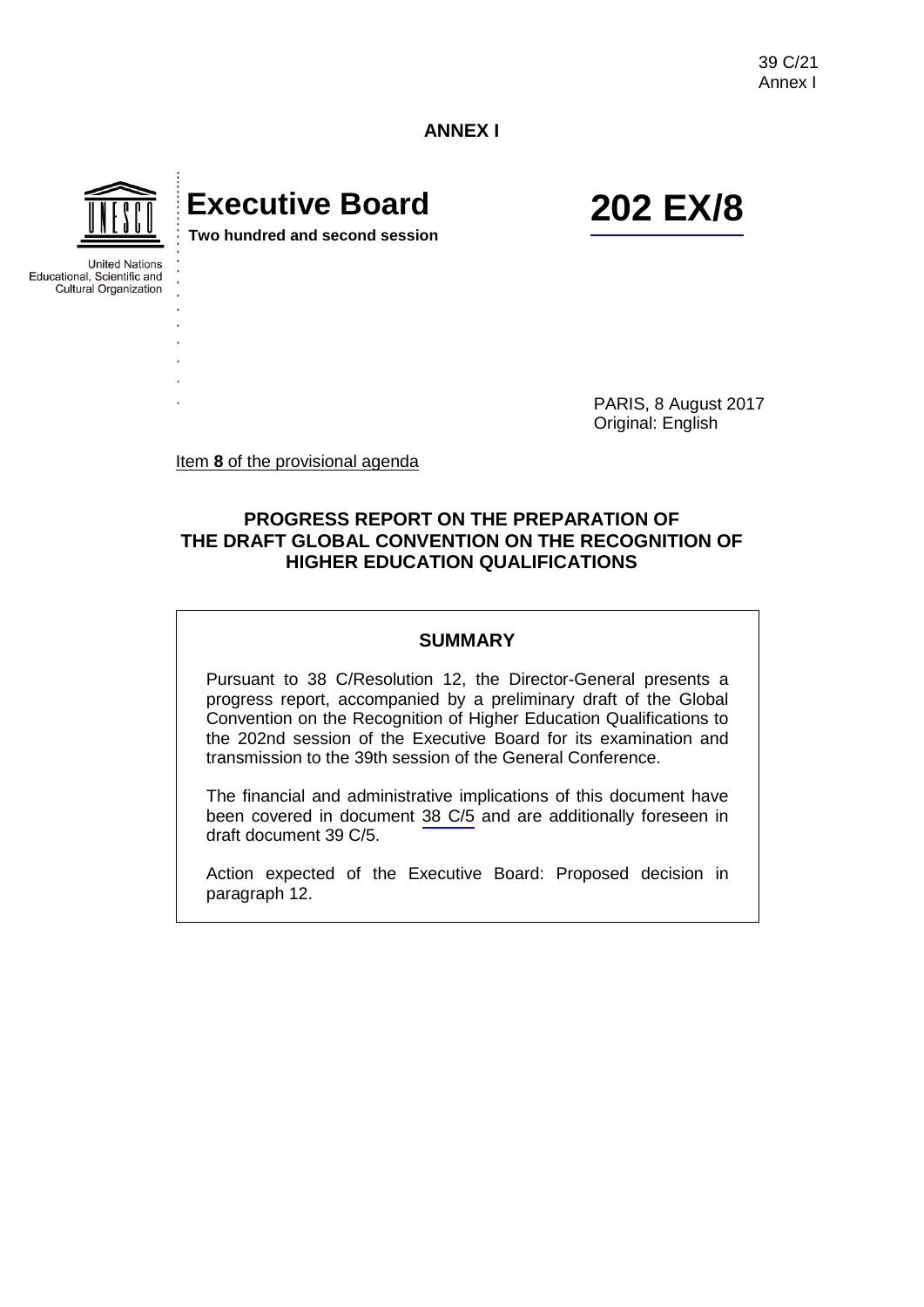# ANNEX I

**Executive Board**

**Two hundred and second session**

**202 EX/8**

United Nations Educational, Scientific and Cultural Organization

PARIS, 8 August 2017
Original: English

Item **8** of the provisional agenda

## PROGRESS REPORT ON THE PREPARATION OF THE DRAFT GLOBAL CONVENTION ON THE RECOGNITION OF HIGHER EDUCATION QUALIFICATIONS

### SUMMARY

Pursuant to 38 C/Resolution 12, the Director-General presents a progress report, accompanied by a preliminary draft of the Global Convention on the Recognition of Higher Education Qualifications to the 202nd session of the Executive Board for its examination and transmission to the 39th session of the General Conference.

The financial and administrative implications of this document have been covered in document 38 C/5 and are additionally foreseen in draft document 39 C/5.

Action expected of the Executive Board: Proposed decision in paragraph 12.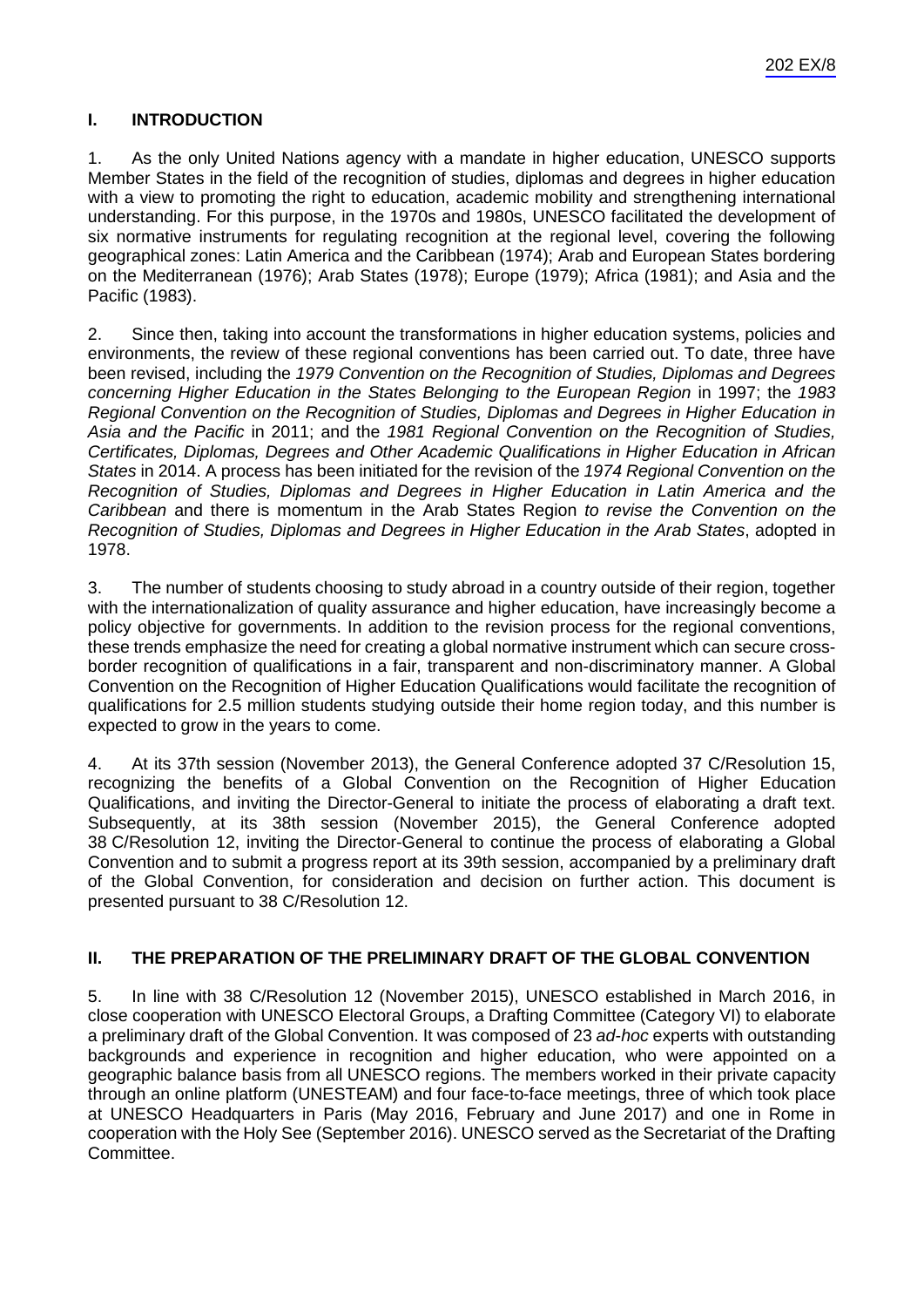## I. INTRODUCTION

1. As the only United Nations agency with a mandate in higher education, UNESCO supports Member States in the field of the recognition of studies, diplomas and degrees in higher education with a view to promoting the right to education, academic mobility and strengthening international understanding. For this purpose, in the 1970s and 1980s, UNESCO facilitated the development of six normative instruments for regulating recognition at the regional level, covering the following geographical zones: Latin America and the Caribbean (1974); Arab and European States bordering on the Mediterranean (1976); Arab States (1978); Europe (1979); Africa (1981); and Asia and the Pacific (1983).

2. Since then, taking into account the transformations in higher education systems, policies and environments, the review of these regional conventions has been carried out. To date, three have been revised, including the *1979 Convention on the Recognition of Studies, Diplomas and Degrees concerning Higher Education in the States Belonging to the European Region* in 1997; the *1983 Regional Convention on the Recognition of Studies, Diplomas and Degrees in Higher Education in Asia and the Pacific* in 2011; and the *1981 Regional Convention on the Recognition of Studies, Certificates, Diplomas, Degrees and Other Academic Qualifications in Higher Education in African States* in 2014. A process has been initiated for the revision of the *1974 Regional Convention on the Recognition of Studies, Diplomas and Degrees in Higher Education in Latin America and the Caribbean* and there is momentum in the Arab States Region *to revise the Convention on the Recognition of Studies, Diplomas and Degrees in Higher Education in the Arab States*, adopted in 1978.

3. The number of students choosing to study abroad in a country outside of their region, together with the internationalization of quality assurance and higher education, have increasingly become a policy objective for governments. In addition to the revision process for the regional conventions, these trends emphasize the need for creating a global normative instrument which can secure cross-border recognition of qualifications in a fair, transparent and non-discriminatory manner. A Global Convention on the Recognition of Higher Education Qualifications would facilitate the recognition of qualifications for 2.5 million students studying outside their home region today, and this number is expected to grow in the years to come.

4. At its 37th session (November 2013), the General Conference adopted 37 C/Resolution 15, recognizing the benefits of a Global Convention on the Recognition of Higher Education Qualifications, and inviting the Director-General to initiate the process of elaborating a draft text. Subsequently, at its 38th session (November 2015), the General Conference adopted 38 C/Resolution 12, inviting the Director-General to continue the process of elaborating a Global Convention and to submit a progress report at its 39th session, accompanied by a preliminary draft of the Global Convention, for consideration and decision on further action. This document is presented pursuant to 38 C/Resolution 12.

## II. THE PREPARATION OF THE PRELIMINARY DRAFT OF THE GLOBAL CONVENTION

5. In line with 38 C/Resolution 12 (November 2015), UNESCO established in March 2016, in close cooperation with UNESCO Electoral Groups, a Drafting Committee (Category VI) to elaborate a preliminary draft of the Global Convention. It was composed of 23 *ad-hoc* experts with outstanding backgrounds and experience in recognition and higher education, who were appointed on a geographic balance basis from all UNESCO regions. The members worked in their private capacity through an online platform (UNESTEAM) and four face-to-face meetings, three of which took place at UNESCO Headquarters in Paris (May 2016, February and June 2017) and one in Rome in cooperation with the Holy See (September 2016). UNESCO served as the Secretariat of the Drafting Committee.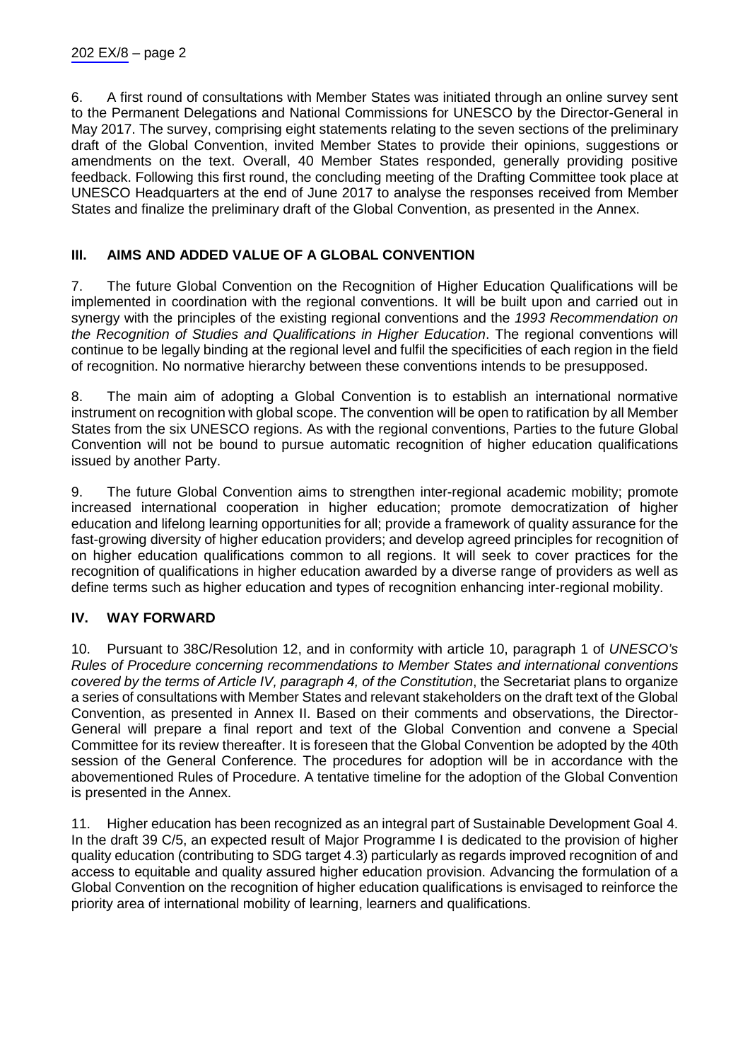6. A first round of consultations with Member States was initiated through an online survey sent to the Permanent Delegations and National Commissions for UNESCO by the Director-General in May 2017. The survey, comprising eight statements relating to the seven sections of the preliminary draft of the Global Convention, invited Member States to provide their opinions, suggestions or amendments on the text. Overall, 40 Member States responded, generally providing positive feedback. Following this first round, the concluding meeting of the Drafting Committee took place at UNESCO Headquarters at the end of June 2017 to analyse the responses received from Member States and finalize the preliminary draft of the Global Convention, as presented in the Annex.

## III. AIMS AND ADDED VALUE OF A GLOBAL CONVENTION

7. The future Global Convention on the Recognition of Higher Education Qualifications will be implemented in coordination with the regional conventions. It will be built upon and carried out in synergy with the principles of the existing regional conventions and the *1993 Recommendation on the Recognition of Studies and Qualifications in Higher Education*. The regional conventions will continue to be legally binding at the regional level and fulfil the specificities of each region in the field of recognition. No normative hierarchy between these conventions intends to be presupposed.

8. The main aim of adopting a Global Convention is to establish an international normative instrument on recognition with global scope. The convention will be open to ratification by all Member States from the six UNESCO regions. As with the regional conventions, Parties to the future Global Convention will not be bound to pursue automatic recognition of higher education qualifications issued by another Party.

9. The future Global Convention aims to strengthen inter-regional academic mobility; promote increased international cooperation in higher education; promote democratization of higher education and lifelong learning opportunities for all; provide a framework of quality assurance for the fast-growing diversity of higher education providers; and develop agreed principles for recognition of on higher education qualifications common to all regions. It will seek to cover practices for the recognition of qualifications in higher education awarded by a diverse range of providers as well as define terms such as higher education and types of recognition enhancing inter-regional mobility.

## IV. WAY FORWARD

10. Pursuant to 38C/Resolution 12, and in conformity with article 10, paragraph 1 of *UNESCO's Rules of Procedure concerning recommendations to Member States and international conventions covered by the terms of Article IV, paragraph 4, of the Constitution*, the Secretariat plans to organize a series of consultations with Member States and relevant stakeholders on the draft text of the Global Convention, as presented in Annex II. Based on their comments and observations, the Director-General will prepare a final report and text of the Global Convention and convene a Special Committee for its review thereafter. It is foreseen that the Global Convention be adopted by the 40th session of the General Conference. The procedures for adoption will be in accordance with the abovementioned Rules of Procedure. A tentative timeline for the adoption of the Global Convention is presented in the Annex.

11. Higher education has been recognized as an integral part of Sustainable Development Goal 4. In the draft 39 C/5, an expected result of Major Programme I is dedicated to the provision of higher quality education (contributing to SDG target 4.3) particularly as regards improved recognition of and access to equitable and quality assured higher education provision. Advancing the formulation of a Global Convention on the recognition of higher education qualifications is envisaged to reinforce the priority area of international mobility of learning, learners and qualifications.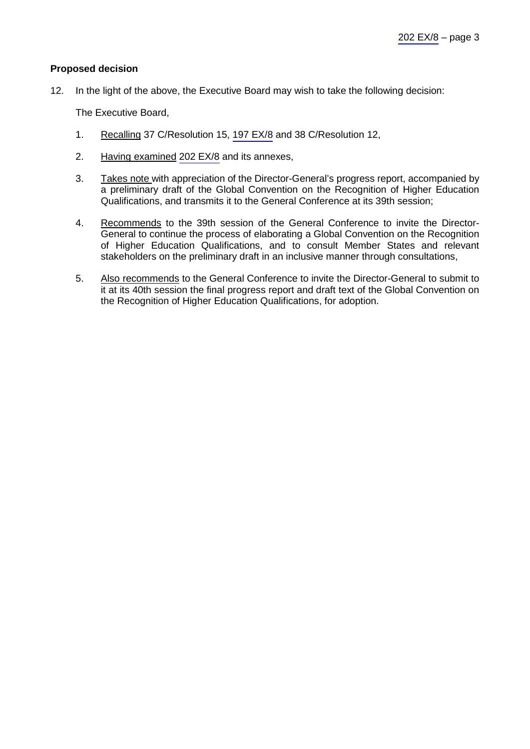**Proposed decision**

12. In the light of the above, the Executive Board may wish to take the following decision:

The Executive Board,

1. Recalling 37 C/Resolution 15, 197 EX/8 and 38 C/Resolution 12,

2. Having examined 202 EX/8 and its annexes,

3. Takes note with appreciation of the Director-General's progress report, accompanied by a preliminary draft of the Global Convention on the Recognition of Higher Education Qualifications, and transmits it to the General Conference at its 39th session;

4. Recommends to the 39th session of the General Conference to invite the Director-General to continue the process of elaborating a Global Convention on the Recognition of Higher Education Qualifications, and to consult Member States and relevant stakeholders on the preliminary draft in an inclusive manner through consultations,

5. Also recommends to the General Conference to invite the Director-General to submit to it at its 40th session the final progress report and draft text of the Global Convention on the Recognition of Higher Education Qualifications, for adoption.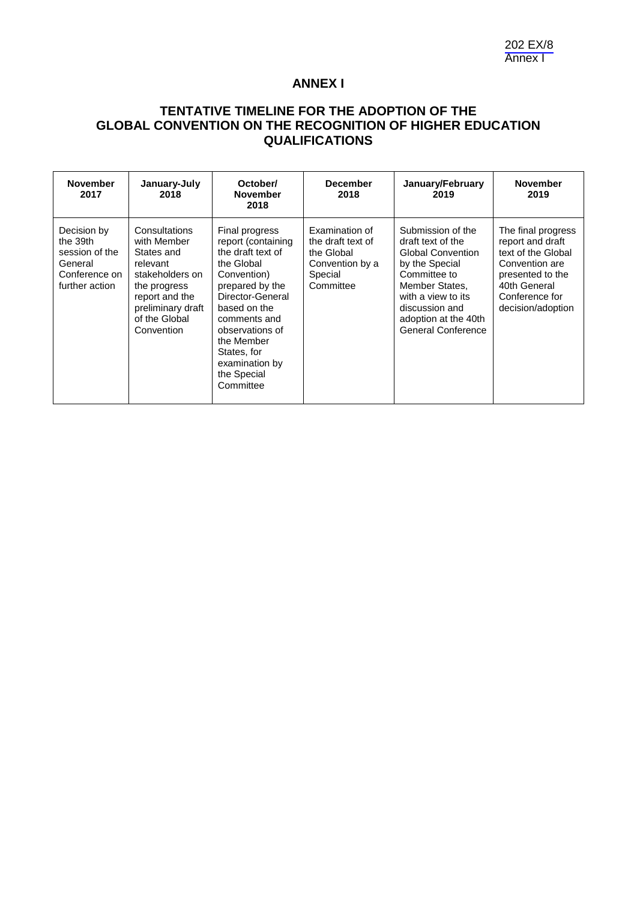# ANNEX I

## TENTATIVE TIMELINE FOR THE ADOPTION OF THE GLOBAL CONVENTION ON THE RECOGNITION OF HIGHER EDUCATION QUALIFICATIONS

| November 2017 | January-July 2018 | October/ November 2018 | December 2018 | January/February 2019 | November 2019 |
|---|---|---|---|---|---|
| Decision by the 39th session of the General Conference on further action | Consultations with Member States and relevant stakeholders on the progress report and the preliminary draft of the Global Convention | Final progress report (containing the draft text of the Global Convention) prepared by the Director-General based on the comments and observations of the Member States, for examination by the Special Committee | Examination of the draft text of the Global Convention by a Special Committee | Submission of the draft text of the Global Convention by the Special Committee to Member States, with a view to its discussion and adoption at the 40th General Conference | The final progress report and draft text of the Global Convention are presented to the 40th General Conference for decision/adoption |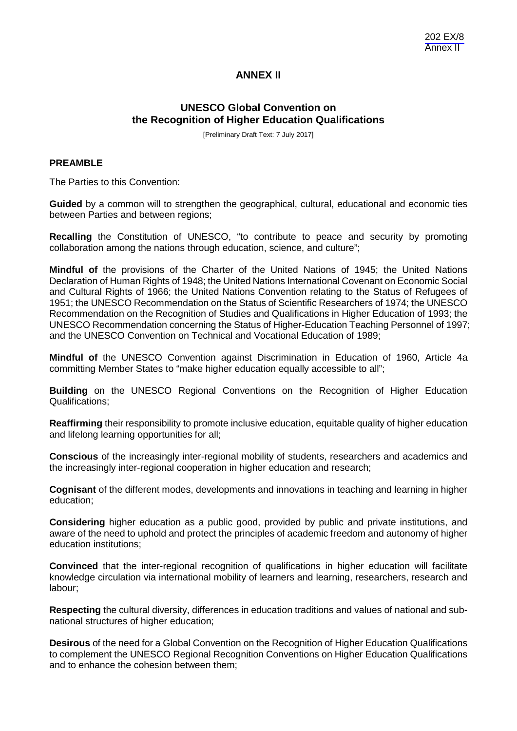# ANNEX II

## UNESCO Global Convention on the Recognition of Higher Education Qualifications

[Preliminary Draft Text: 7 July 2017]

### PREAMBLE

The Parties to this Convention:

**Guided** by a common will to strengthen the geographical, cultural, educational and economic ties between Parties and between regions;

**Recalling** the Constitution of UNESCO, "to contribute to peace and security by promoting collaboration among the nations through education, science, and culture";

**Mindful of** the provisions of the Charter of the United Nations of 1945; the United Nations Declaration of Human Rights of 1948; the United Nations International Covenant on Economic Social and Cultural Rights of 1966; the United Nations Convention relating to the Status of Refugees of 1951; the UNESCO Recommendation on the Status of Scientific Researchers of 1974; the UNESCO Recommendation on the Recognition of Studies and Qualifications in Higher Education of 1993; the UNESCO Recommendation concerning the Status of Higher-Education Teaching Personnel of 1997; and the UNESCO Convention on Technical and Vocational Education of 1989;

**Mindful of** the UNESCO Convention against Discrimination in Education of 1960, Article 4a committing Member States to "make higher education equally accessible to all";

**Building** on the UNESCO Regional Conventions on the Recognition of Higher Education Qualifications;

**Reaffirming** their responsibility to promote inclusive education, equitable quality of higher education and lifelong learning opportunities for all;

**Conscious** of the increasingly inter-regional mobility of students, researchers and academics and the increasingly inter-regional cooperation in higher education and research;

**Cognisant** of the different modes, developments and innovations in teaching and learning in higher education;

**Considering** higher education as a public good, provided by public and private institutions, and aware of the need to uphold and protect the principles of academic freedom and autonomy of higher education institutions;

**Convinced** that the inter-regional recognition of qualifications in higher education will facilitate knowledge circulation via international mobility of learners and learning, researchers, research and labour;

**Respecting** the cultural diversity, differences in education traditions and values of national and sub-national structures of higher education;

**Desirous** of the need for a Global Convention on the Recognition of Higher Education Qualifications to complement the UNESCO Regional Recognition Conventions on Higher Education Qualifications and to enhance the cohesion between them;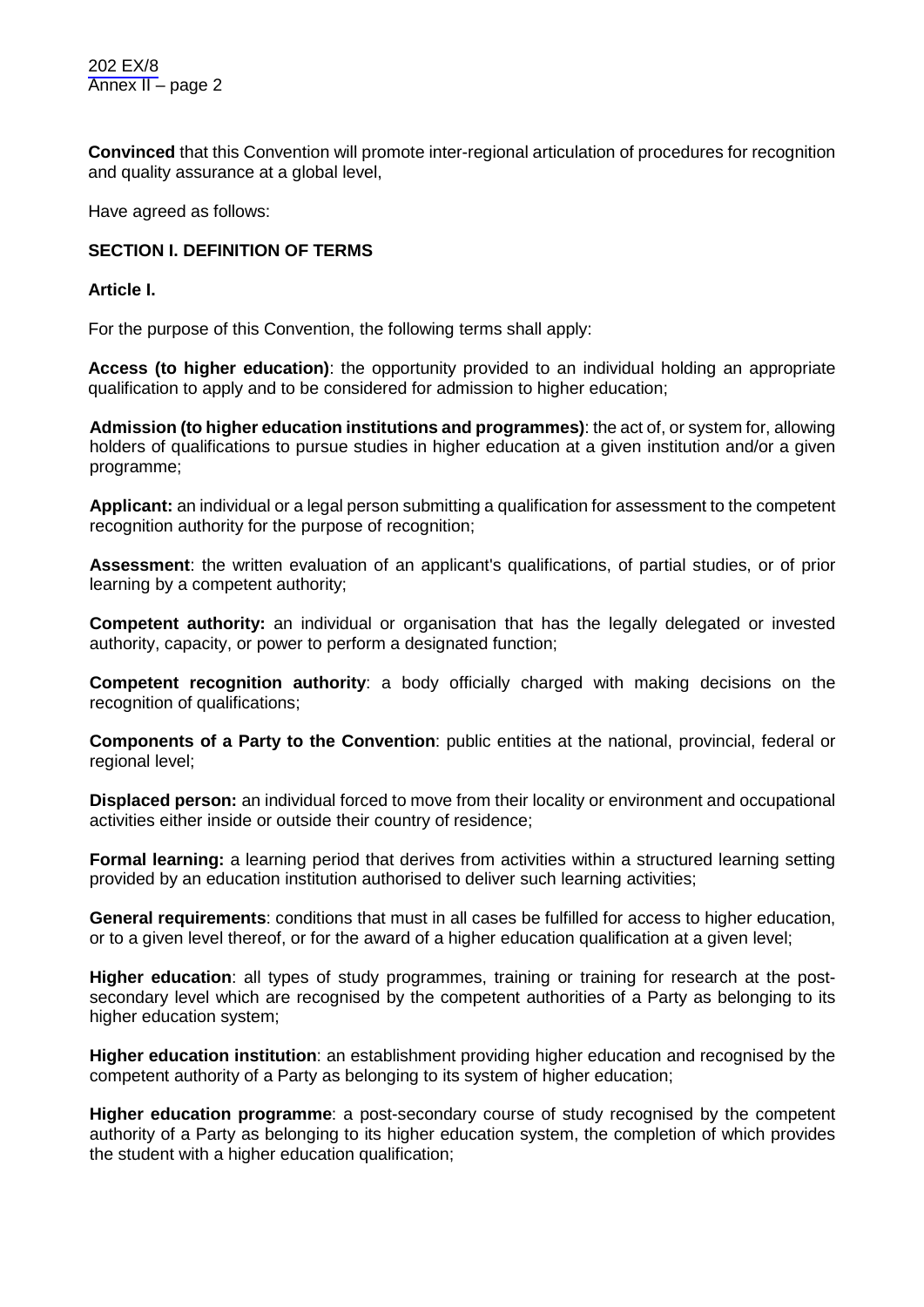**Convinced** that this Convention will promote inter-regional articulation of procedures for recognition and quality assurance at a global level,

Have agreed as follows:

## SECTION I. DEFINITION OF TERMS

### Article I.

For the purpose of this Convention, the following terms shall apply:

**Access (to higher education)**: the opportunity provided to an individual holding an appropriate qualification to apply and to be considered for admission to higher education;

**Admission (to higher education institutions and programmes)**: the act of, or system for, allowing holders of qualifications to pursue studies in higher education at a given institution and/or a given programme;

**Applicant:** an individual or a legal person submitting a qualification for assessment to the competent recognition authority for the purpose of recognition;

**Assessment**: the written evaluation of an applicant's qualifications, of partial studies, or of prior learning by a competent authority;

**Competent authority:** an individual or organisation that has the legally delegated or invested authority, capacity, or power to perform a designated function;

**Competent recognition authority**: a body officially charged with making decisions on the recognition of qualifications;

**Components of a Party to the Convention**: public entities at the national, provincial, federal or regional level;

**Displaced person:** an individual forced to move from their locality or environment and occupational activities either inside or outside their country of residence;

**Formal learning:** a learning period that derives from activities within a structured learning setting provided by an education institution authorised to deliver such learning activities;

**General requirements**: conditions that must in all cases be fulfilled for access to higher education, or to a given level thereof, or for the award of a higher education qualification at a given level;

**Higher education**: all types of study programmes, training or training for research at the post-secondary level which are recognised by the competent authorities of a Party as belonging to its higher education system;

**Higher education institution**: an establishment providing higher education and recognised by the competent authority of a Party as belonging to its system of higher education;

**Higher education programme**: a post-secondary course of study recognised by the competent authority of a Party as belonging to its higher education system, the completion of which provides the student with a higher education qualification;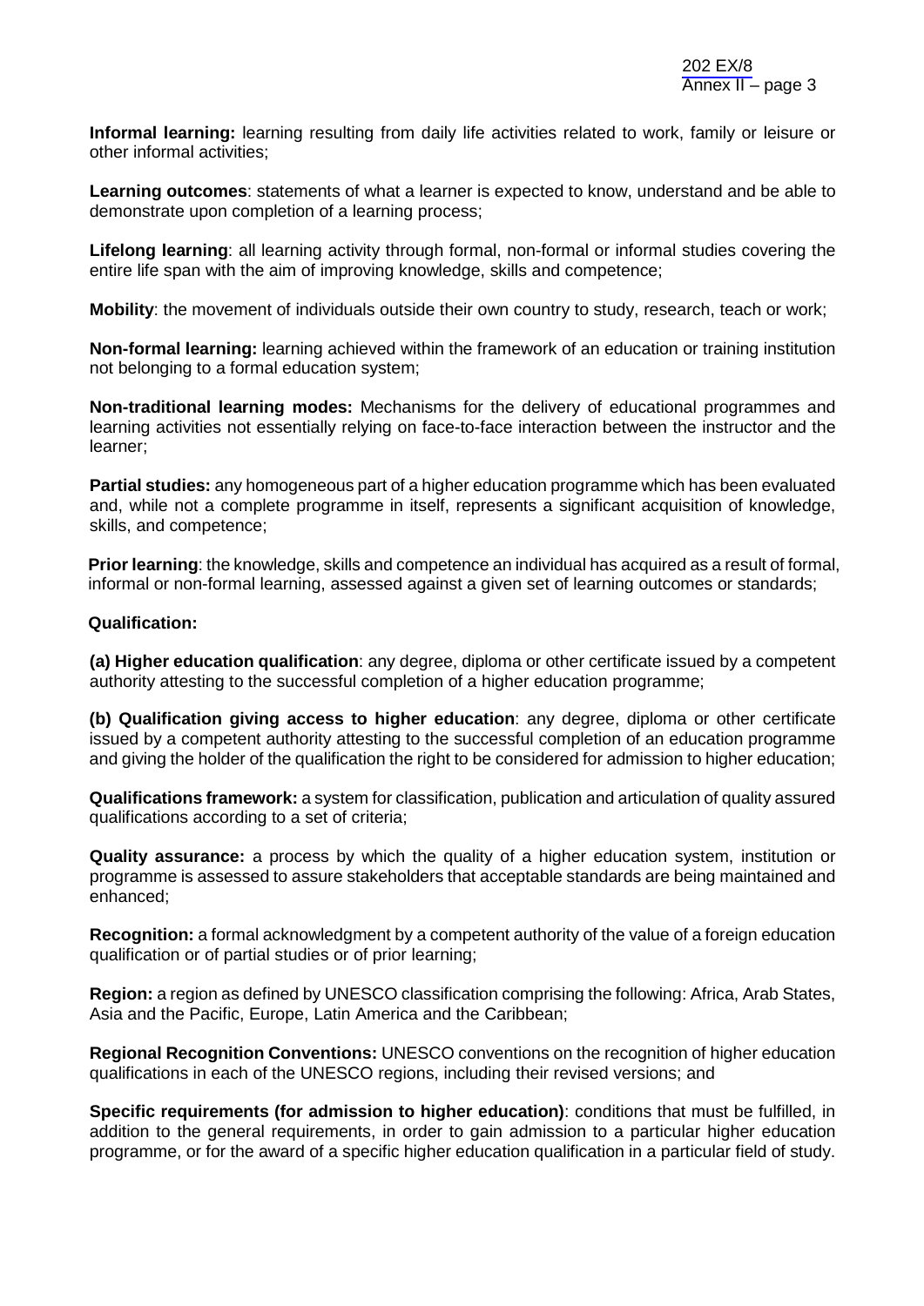**Informal learning:** learning resulting from daily life activities related to work, family or leisure or other informal activities;

**Learning outcomes**: statements of what a learner is expected to know, understand and be able to demonstrate upon completion of a learning process;

**Lifelong learning**: all learning activity through formal, non-formal or informal studies covering the entire life span with the aim of improving knowledge, skills and competence;

**Mobility**: the movement of individuals outside their own country to study, research, teach or work;

**Non-formal learning:** learning achieved within the framework of an education or training institution not belonging to a formal education system;

**Non-traditional learning modes:** Mechanisms for the delivery of educational programmes and learning activities not essentially relying on face-to-face interaction between the instructor and the learner;

**Partial studies:** any homogeneous part of a higher education programme which has been evaluated and, while not a complete programme in itself, represents a significant acquisition of knowledge, skills, and competence;

**Prior learning**: the knowledge, skills and competence an individual has acquired as a result of formal, informal or non-formal learning, assessed against a given set of learning outcomes or standards;

**Qualification:**

**(a) Higher education qualification**: any degree, diploma or other certificate issued by a competent authority attesting to the successful completion of a higher education programme;

**(b) Qualification giving access to higher education**: any degree, diploma or other certificate issued by a competent authority attesting to the successful completion of an education programme and giving the holder of the qualification the right to be considered for admission to higher education;

**Qualifications framework:** a system for classification, publication and articulation of quality assured qualifications according to a set of criteria;

**Quality assurance:** a process by which the quality of a higher education system, institution or programme is assessed to assure stakeholders that acceptable standards are being maintained and enhanced;

**Recognition:** a formal acknowledgment by a competent authority of the value of a foreign education qualification or of partial studies or of prior learning;

**Region:** a region as defined by UNESCO classification comprising the following: Africa, Arab States, Asia and the Pacific, Europe, Latin America and the Caribbean;

**Regional Recognition Conventions:** UNESCO conventions on the recognition of higher education qualifications in each of the UNESCO regions, including their revised versions; and

**Specific requirements (for admission to higher education)**: conditions that must be fulfilled, in addition to the general requirements, in order to gain admission to a particular higher education programme, or for the award of a specific higher education qualification in a particular field of study.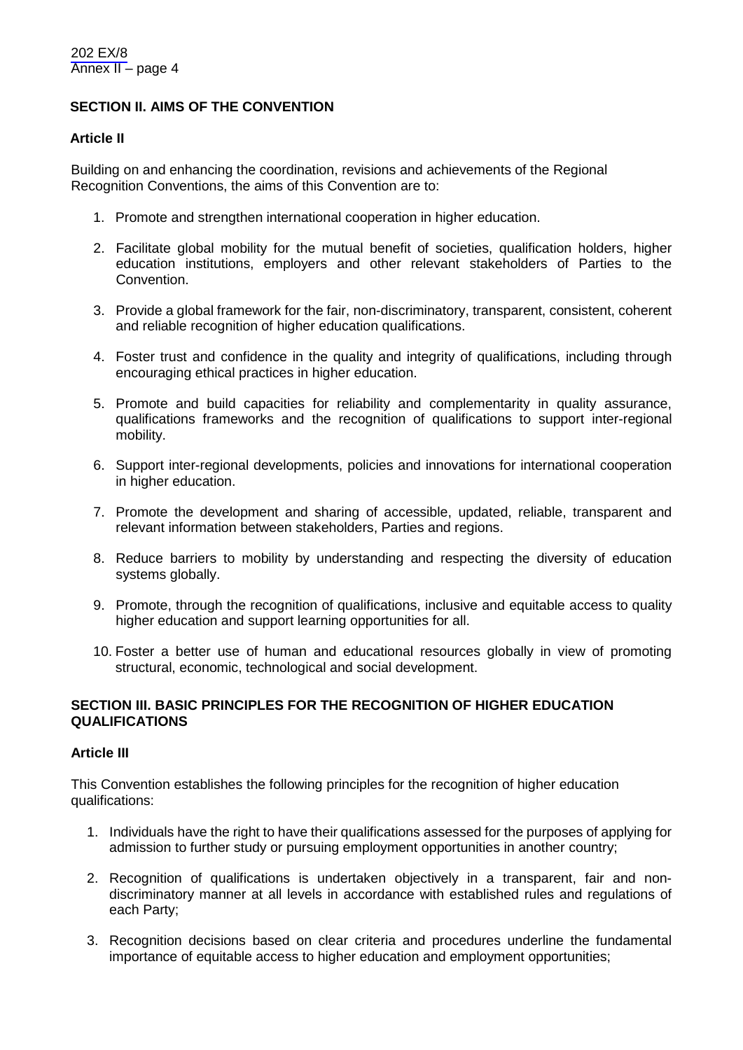## SECTION II. AIMS OF THE CONVENTION

### Article II

Building on and enhancing the coordination, revisions and achievements of the Regional Recognition Conventions, the aims of this Convention are to:

1. Promote and strengthen international cooperation in higher education.

2. Facilitate global mobility for the mutual benefit of societies, qualification holders, higher education institutions, employers and other relevant stakeholders of Parties to the Convention.

3. Provide a global framework for the fair, non-discriminatory, transparent, consistent, coherent and reliable recognition of higher education qualifications.

4. Foster trust and confidence in the quality and integrity of qualifications, including through encouraging ethical practices in higher education.

5. Promote and build capacities for reliability and complementarity in quality assurance, qualifications frameworks and the recognition of qualifications to support inter-regional mobility.

6. Support inter-regional developments, policies and innovations for international cooperation in higher education.

7. Promote the development and sharing of accessible, updated, reliable, transparent and relevant information between stakeholders, Parties and regions.

8. Reduce barriers to mobility by understanding and respecting the diversity of education systems globally.

9. Promote, through the recognition of qualifications, inclusive and equitable access to quality higher education and support learning opportunities for all.

10. Foster a better use of human and educational resources globally in view of promoting structural, economic, technological and social development.

## SECTION III. BASIC PRINCIPLES FOR THE RECOGNITION OF HIGHER EDUCATION QUALIFICATIONS

### Article III

This Convention establishes the following principles for the recognition of higher education qualifications:

1. Individuals have the right to have their qualifications assessed for the purposes of applying for admission to further study or pursuing employment opportunities in another country;

2. Recognition of qualifications is undertaken objectively in a transparent, fair and non-discriminatory manner at all levels in accordance with established rules and regulations of each Party;

3. Recognition decisions based on clear criteria and procedures underline the fundamental importance of equitable access to higher education and employment opportunities;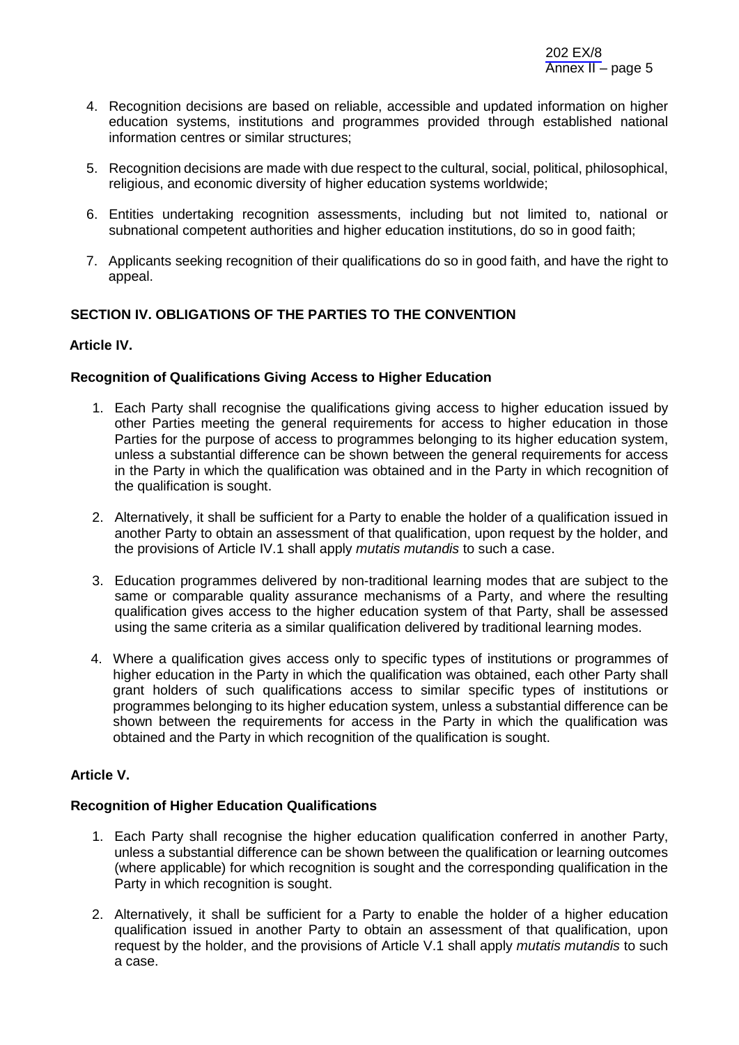4. Recognition decisions are based on reliable, accessible and updated information on higher education systems, institutions and programmes provided through established national information centres or similar structures;

5. Recognition decisions are made with due respect to the cultural, social, political, philosophical, religious, and economic diversity of higher education systems worldwide;

6. Entities undertaking recognition assessments, including but not limited to, national or subnational competent authorities and higher education institutions, do so in good faith;

7. Applicants seeking recognition of their qualifications do so in good faith, and have the right to appeal.

## SECTION IV. OBLIGATIONS OF THE PARTIES TO THE CONVENTION

### Article IV.

### Recognition of Qualifications Giving Access to Higher Education

1. Each Party shall recognise the qualifications giving access to higher education issued by other Parties meeting the general requirements for access to higher education in those Parties for the purpose of access to programmes belonging to its higher education system, unless a substantial difference can be shown between the general requirements for access in the Party in which the qualification was obtained and in the Party in which recognition of the qualification is sought.

2. Alternatively, it shall be sufficient for a Party to enable the holder of a qualification issued in another Party to obtain an assessment of that qualification, upon request by the holder, and the provisions of Article IV.1 shall apply *mutatis mutandis* to such a case.

3. Education programmes delivered by non-traditional learning modes that are subject to the same or comparable quality assurance mechanisms of a Party, and where the resulting qualification gives access to the higher education system of that Party, shall be assessed using the same criteria as a similar qualification delivered by traditional learning modes.

4. Where a qualification gives access only to specific types of institutions or programmes of higher education in the Party in which the qualification was obtained, each other Party shall grant holders of such qualifications access to similar specific types of institutions or programmes belonging to its higher education system, unless a substantial difference can be shown between the requirements for access in the Party in which the qualification was obtained and the Party in which recognition of the qualification is sought.

### Article V.

### Recognition of Higher Education Qualifications

1. Each Party shall recognise the higher education qualification conferred in another Party, unless a substantial difference can be shown between the qualification or learning outcomes (where applicable) for which recognition is sought and the corresponding qualification in the Party in which recognition is sought.

2. Alternatively, it shall be sufficient for a Party to enable the holder of a higher education qualification issued in another Party to obtain an assessment of that qualification, upon request by the holder, and the provisions of Article V.1 shall apply *mutatis mutandis* to such a case.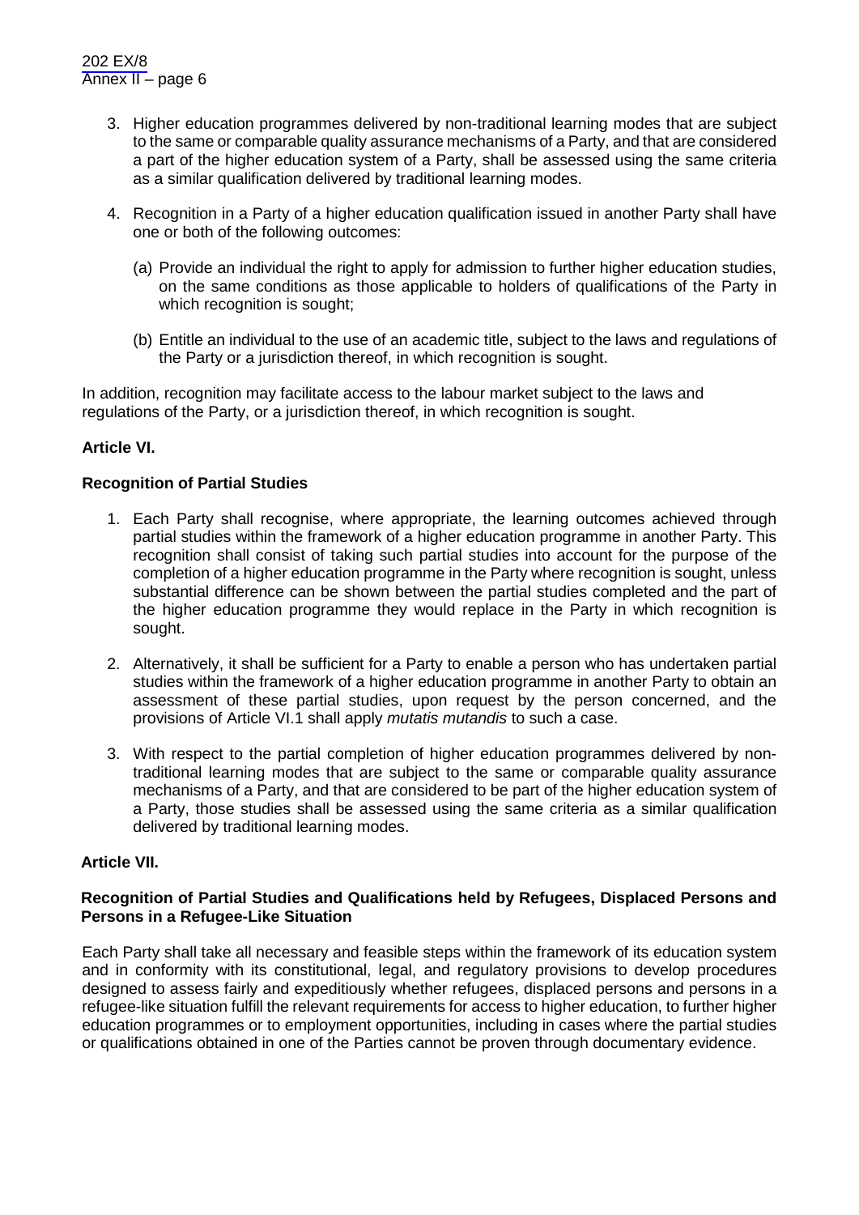3. Higher education programmes delivered by non-traditional learning modes that are subject to the same or comparable quality assurance mechanisms of a Party, and that are considered a part of the higher education system of a Party, shall be assessed using the same criteria as a similar qualification delivered by traditional learning modes.

4. Recognition in a Party of a higher education qualification issued in another Party shall have one or both of the following outcomes:

   (a) Provide an individual the right to apply for admission to further higher education studies, on the same conditions as those applicable to holders of qualifications of the Party in which recognition is sought;

   (b) Entitle an individual to the use of an academic title, subject to the laws and regulations of the Party or a jurisdiction thereof, in which recognition is sought.

In addition, recognition may facilitate access to the labour market subject to the laws and regulations of the Party, or a jurisdiction thereof, in which recognition is sought.

**Article VI.**

**Recognition of Partial Studies**

1. Each Party shall recognise, where appropriate, the learning outcomes achieved through partial studies within the framework of a higher education programme in another Party. This recognition shall consist of taking such partial studies into account for the purpose of the completion of a higher education programme in the Party where recognition is sought, unless substantial difference can be shown between the partial studies completed and the part of the higher education programme they would replace in the Party in which recognition is sought.

2. Alternatively, it shall be sufficient for a Party to enable a person who has undertaken partial studies within the framework of a higher education programme in another Party to obtain an assessment of these partial studies, upon request by the person concerned, and the provisions of Article VI.1 shall apply *mutatis mutandis* to such a case.

3. With respect to the partial completion of higher education programmes delivered by non-traditional learning modes that are subject to the same or comparable quality assurance mechanisms of a Party, and that are considered to be part of the higher education system of a Party, those studies shall be assessed using the same criteria as a similar qualification delivered by traditional learning modes.

**Article VII.**

**Recognition of Partial Studies and Qualifications held by Refugees, Displaced Persons and Persons in a Refugee-Like Situation**

Each Party shall take all necessary and feasible steps within the framework of its education system and in conformity with its constitutional, legal, and regulatory provisions to develop procedures designed to assess fairly and expeditiously whether refugees, displaced persons and persons in a refugee-like situation fulfill the relevant requirements for access to higher education, to further higher education programmes or to employment opportunities, including in cases where the partial studies or qualifications obtained in one of the Parties cannot be proven through documentary evidence.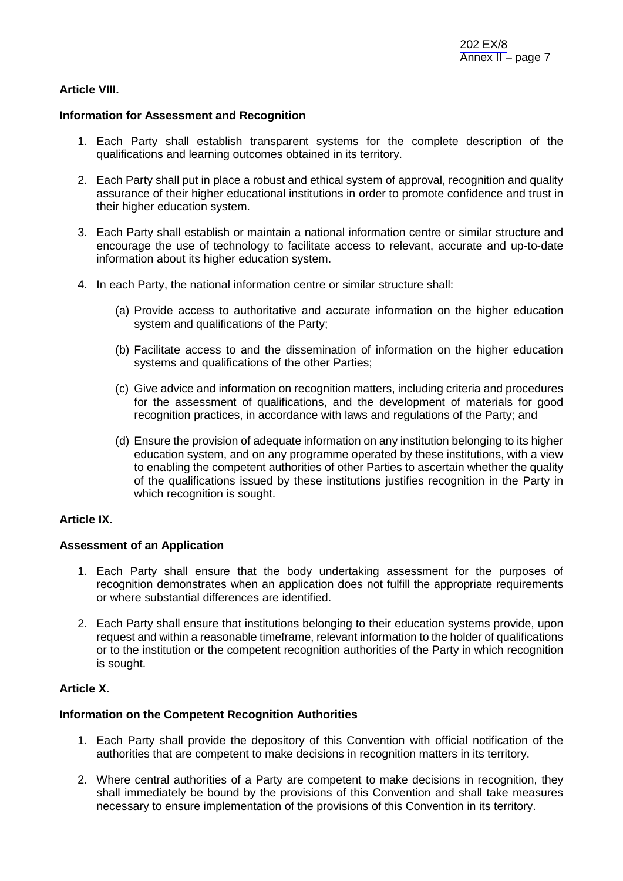**Article VIII.**

**Information for Assessment and Recognition**

1. Each Party shall establish transparent systems for the complete description of the qualifications and learning outcomes obtained in its territory.

2. Each Party shall put in place a robust and ethical system of approval, recognition and quality assurance of their higher educational institutions in order to promote confidence and trust in their higher education system.

3. Each Party shall establish or maintain a national information centre or similar structure and encourage the use of technology to facilitate access to relevant, accurate and up-to-date information about its higher education system.

4. In each Party, the national information centre or similar structure shall:

   (a) Provide access to authoritative and accurate information on the higher education system and qualifications of the Party;

   (b) Facilitate access to and the dissemination of information on the higher education systems and qualifications of the other Parties;

   (c) Give advice and information on recognition matters, including criteria and procedures for the assessment of qualifications, and the development of materials for good recognition practices, in accordance with laws and regulations of the Party; and

   (d) Ensure the provision of adequate information on any institution belonging to its higher education system, and on any programme operated by these institutions, with a view to enabling the competent authorities of other Parties to ascertain whether the quality of the qualifications issued by these institutions justifies recognition in the Party in which recognition is sought.

**Article IX.**

**Assessment of an Application**

1. Each Party shall ensure that the body undertaking assessment for the purposes of recognition demonstrates when an application does not fulfill the appropriate requirements or where substantial differences are identified.

2. Each Party shall ensure that institutions belonging to their education systems provide, upon request and within a reasonable timeframe, relevant information to the holder of qualifications or to the institution or the competent recognition authorities of the Party in which recognition is sought.

**Article X.**

**Information on the Competent Recognition Authorities**

1. Each Party shall provide the depository of this Convention with official notification of the authorities that are competent to make decisions in recognition matters in its territory.

2. Where central authorities of a Party are competent to make decisions in recognition, they shall immediately be bound by the provisions of this Convention and shall take measures necessary to ensure implementation of the provisions of this Convention in its territory.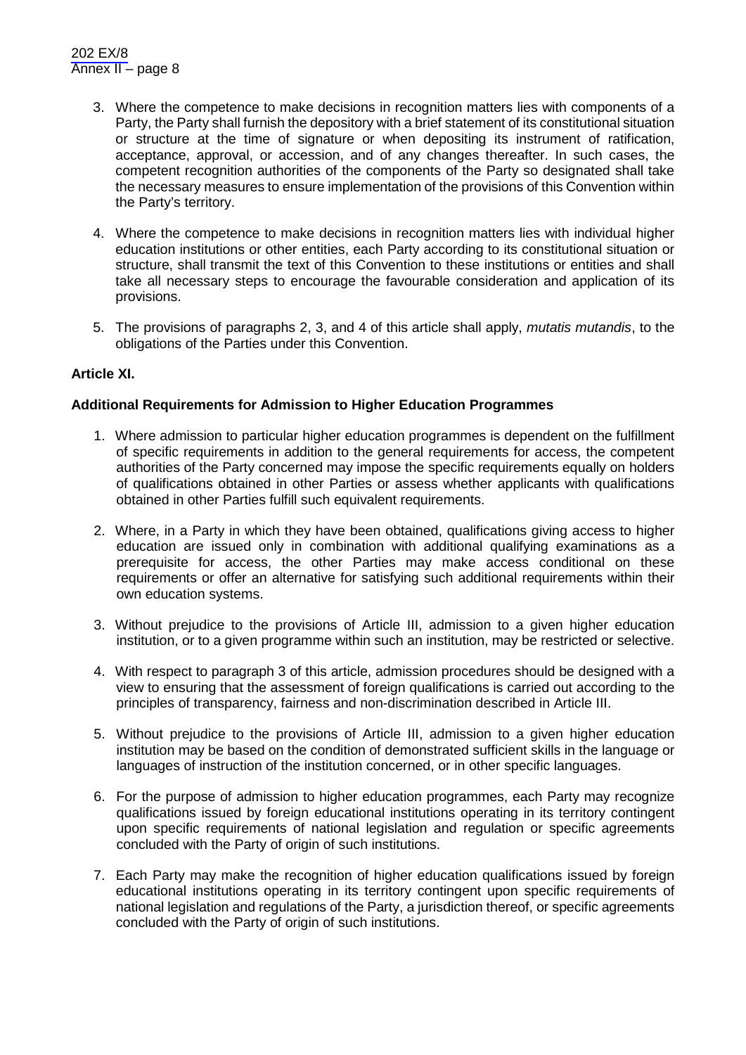3. Where the competence to make decisions in recognition matters lies with components of a Party, the Party shall furnish the depository with a brief statement of its constitutional situation or structure at the time of signature or when depositing its instrument of ratification, acceptance, approval, or accession, and of any changes thereafter. In such cases, the competent recognition authorities of the components of the Party so designated shall take the necessary measures to ensure implementation of the provisions of this Convention within the Party's territory.

4. Where the competence to make decisions in recognition matters lies with individual higher education institutions or other entities, each Party according to its constitutional situation or structure, shall transmit the text of this Convention to these institutions or entities and shall take all necessary steps to encourage the favourable consideration and application of its provisions.

5. The provisions of paragraphs 2, 3, and 4 of this article shall apply, *mutatis mutandis*, to the obligations of the Parties under this Convention.

**Article XI.**

**Additional Requirements for Admission to Higher Education Programmes**

1. Where admission to particular higher education programmes is dependent on the fulfillment of specific requirements in addition to the general requirements for access, the competent authorities of the Party concerned may impose the specific requirements equally on holders of qualifications obtained in other Parties or assess whether applicants with qualifications obtained in other Parties fulfill such equivalent requirements.

2. Where, in a Party in which they have been obtained, qualifications giving access to higher education are issued only in combination with additional qualifying examinations as a prerequisite for access, the other Parties may make access conditional on these requirements or offer an alternative for satisfying such additional requirements within their own education systems.

3. Without prejudice to the provisions of Article III, admission to a given higher education institution, or to a given programme within such an institution, may be restricted or selective.

4. With respect to paragraph 3 of this article, admission procedures should be designed with a view to ensuring that the assessment of foreign qualifications is carried out according to the principles of transparency, fairness and non-discrimination described in Article III.

5. Without prejudice to the provisions of Article III, admission to a given higher education institution may be based on the condition of demonstrated sufficient skills in the language or languages of instruction of the institution concerned, or in other specific languages.

6. For the purpose of admission to higher education programmes, each Party may recognize qualifications issued by foreign educational institutions operating in its territory contingent upon specific requirements of national legislation and regulation or specific agreements concluded with the Party of origin of such institutions.

7. Each Party may make the recognition of higher education qualifications issued by foreign educational institutions operating in its territory contingent upon specific requirements of national legislation and regulations of the Party, a jurisdiction thereof, or specific agreements concluded with the Party of origin of such institutions.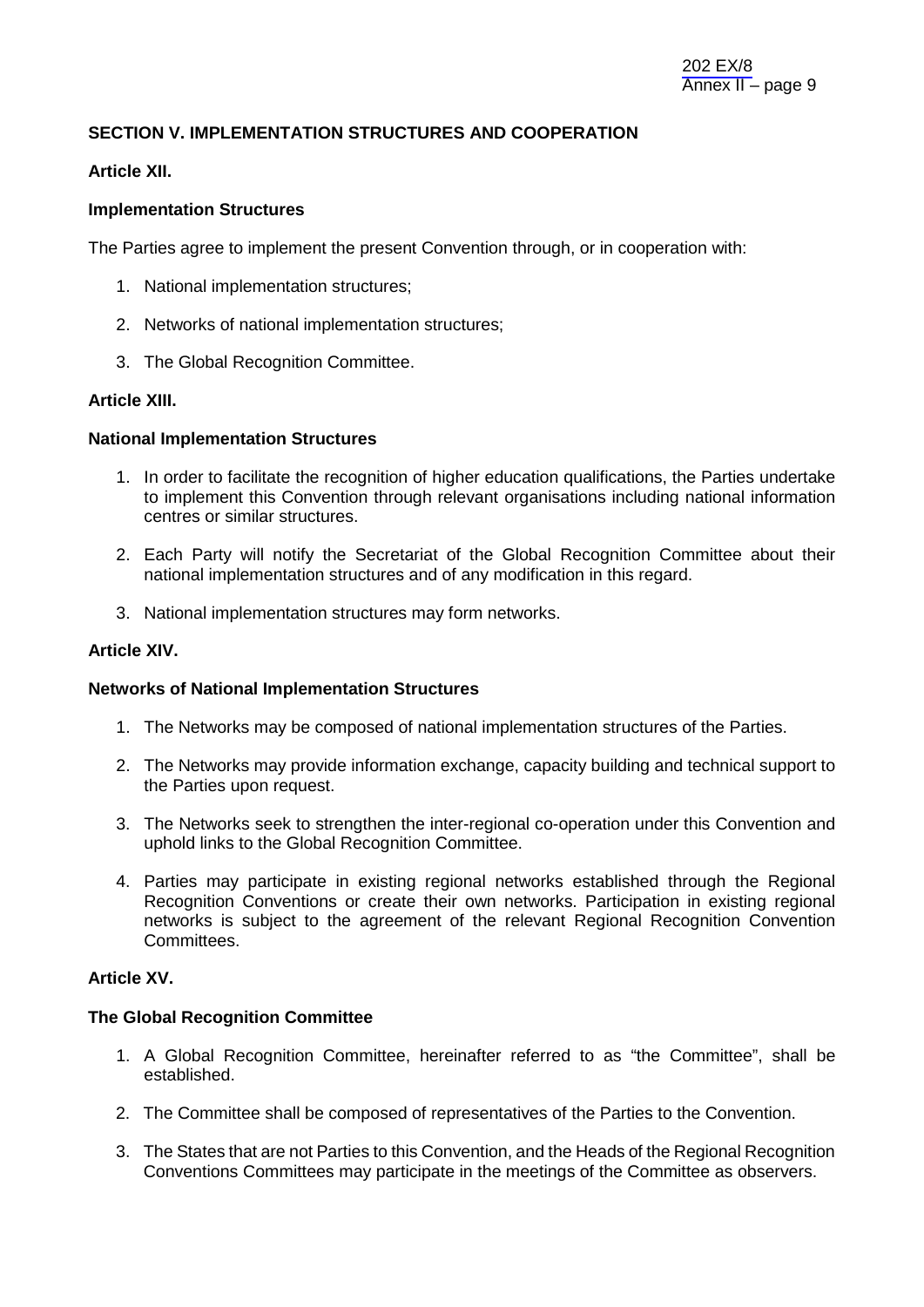## SECTION V. IMPLEMENTATION STRUCTURES AND COOPERATION

### Article XII.

### Implementation Structures

The Parties agree to implement the present Convention through, or in cooperation with:

1. National implementation structures;
2. Networks of national implementation structures;
3. The Global Recognition Committee.

### Article XIII.

### National Implementation Structures

1. In order to facilitate the recognition of higher education qualifications, the Parties undertake to implement this Convention through relevant organisations including national information centres or similar structures.
2. Each Party will notify the Secretariat of the Global Recognition Committee about their national implementation structures and of any modification in this regard.
3. National implementation structures may form networks.

### Article XIV.

### Networks of National Implementation Structures

1. The Networks may be composed of national implementation structures of the Parties.
2. The Networks may provide information exchange, capacity building and technical support to the Parties upon request.
3. The Networks seek to strengthen the inter-regional co-operation under this Convention and uphold links to the Global Recognition Committee.
4. Parties may participate in existing regional networks established through the Regional Recognition Conventions or create their own networks. Participation in existing regional networks is subject to the agreement of the relevant Regional Recognition Convention Committees.

### Article XV.

### The Global Recognition Committee

1. A Global Recognition Committee, hereinafter referred to as "the Committee", shall be established.
2. The Committee shall be composed of representatives of the Parties to the Convention.
3. The States that are not Parties to this Convention, and the Heads of the Regional Recognition Conventions Committees may participate in the meetings of the Committee as observers.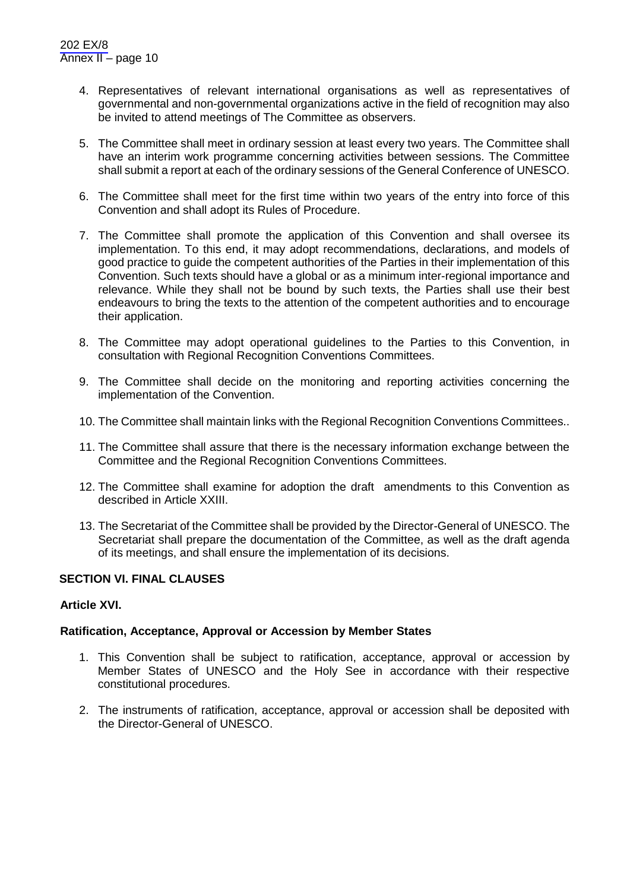4. Representatives of relevant international organisations as well as representatives of governmental and non-governmental organizations active in the field of recognition may also be invited to attend meetings of The Committee as observers.

5. The Committee shall meet in ordinary session at least every two years. The Committee shall have an interim work programme concerning activities between sessions. The Committee shall submit a report at each of the ordinary sessions of the General Conference of UNESCO.

6. The Committee shall meet for the first time within two years of the entry into force of this Convention and shall adopt its Rules of Procedure.

7. The Committee shall promote the application of this Convention and shall oversee its implementation. To this end, it may adopt recommendations, declarations, and models of good practice to guide the competent authorities of the Parties in their implementation of this Convention. Such texts should have a global or as a minimum inter-regional importance and relevance. While they shall not be bound by such texts, the Parties shall use their best endeavours to bring the texts to the attention of the competent authorities and to encourage their application.

8. The Committee may adopt operational guidelines to the Parties to this Convention, in consultation with Regional Recognition Conventions Committees.

9. The Committee shall decide on the monitoring and reporting activities concerning the implementation of the Convention.

10. The Committee shall maintain links with the Regional Recognition Conventions Committees..

11. The Committee shall assure that there is the necessary information exchange between the Committee and the Regional Recognition Conventions Committees.

12. The Committee shall examine for adoption the draft amendments to this Convention as described in Article XXIII.

13. The Secretariat of the Committee shall be provided by the Director-General of UNESCO. The Secretariat shall prepare the documentation of the Committee, as well as the draft agenda of its meetings, and shall ensure the implementation of its decisions.

## SECTION VI. FINAL CLAUSES

### Article XVI.

### Ratification, Acceptance, Approval or Accession by Member States

1. This Convention shall be subject to ratification, acceptance, approval or accession by Member States of UNESCO and the Holy See in accordance with their respective constitutional procedures.

2. The instruments of ratification, acceptance, approval or accession shall be deposited with the Director-General of UNESCO.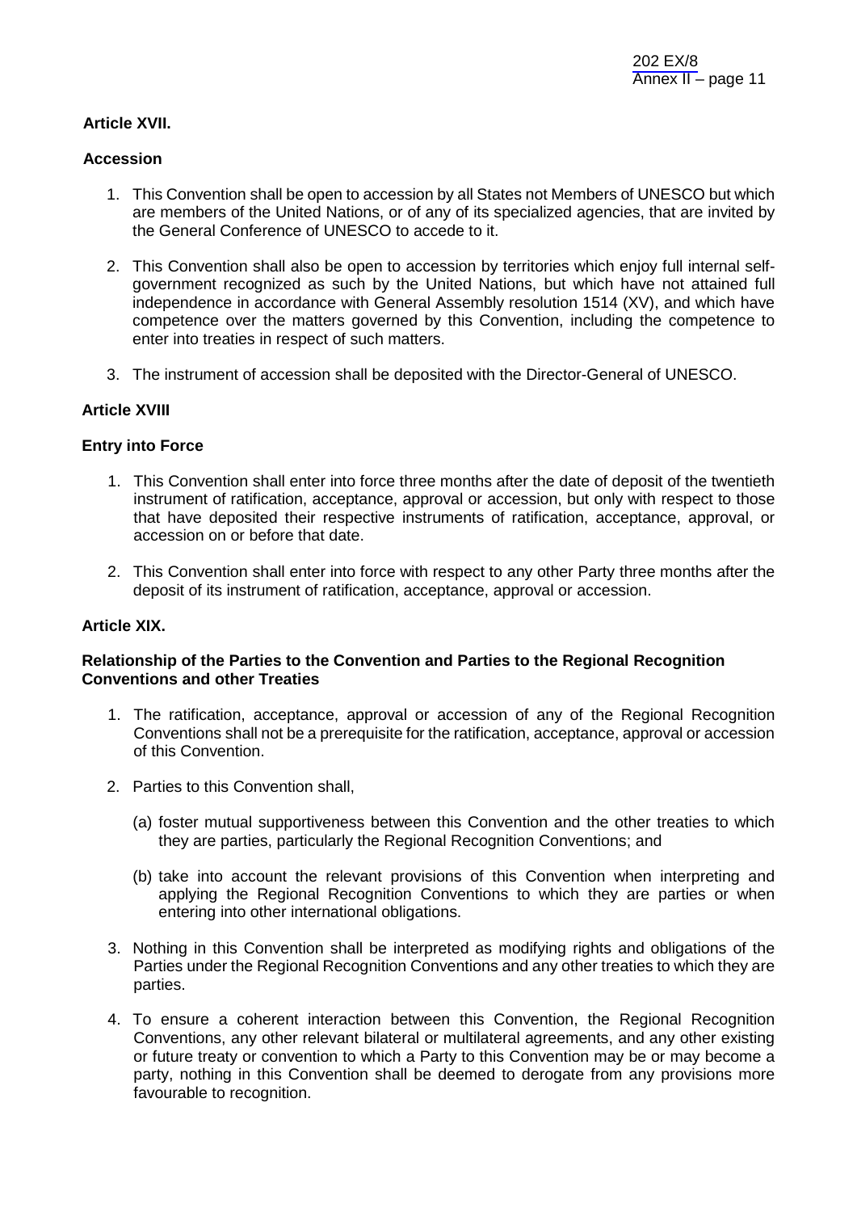## Article XVII.

## Accession

1. This Convention shall be open to accession by all States not Members of UNESCO but which are members of the United Nations, or of any of its specialized agencies, that are invited by the General Conference of UNESCO to accede to it.

2. This Convention shall also be open to accession by territories which enjoy full internal self-government recognized as such by the United Nations, but which have not attained full independence in accordance with General Assembly resolution 1514 (XV), and which have competence over the matters governed by this Convention, including the competence to enter into treaties in respect of such matters.

3. The instrument of accession shall be deposited with the Director-General of UNESCO.

## Article XVIII

## Entry into Force

1. This Convention shall enter into force three months after the date of deposit of the twentieth instrument of ratification, acceptance, approval or accession, but only with respect to those that have deposited their respective instruments of ratification, acceptance, approval, or accession on or before that date.

2. This Convention shall enter into force with respect to any other Party three months after the deposit of its instrument of ratification, acceptance, approval or accession.

## Article XIX.

## Relationship of the Parties to the Convention and Parties to the Regional Recognition Conventions and other Treaties

1. The ratification, acceptance, approval or accession of any of the Regional Recognition Conventions shall not be a prerequisite for the ratification, acceptance, approval or accession of this Convention.

2. Parties to this Convention shall,

   (a) foster mutual supportiveness between this Convention and the other treaties to which they are parties, particularly the Regional Recognition Conventions; and

   (b) take into account the relevant provisions of this Convention when interpreting and applying the Regional Recognition Conventions to which they are parties or when entering into other international obligations.

3. Nothing in this Convention shall be interpreted as modifying rights and obligations of the Parties under the Regional Recognition Conventions and any other treaties to which they are parties.

4. To ensure a coherent interaction between this Convention, the Regional Recognition Conventions, any other relevant bilateral or multilateral agreements, and any other existing or future treaty or convention to which a Party to this Convention may be or may become a party, nothing in this Convention shall be deemed to derogate from any provisions more favourable to recognition.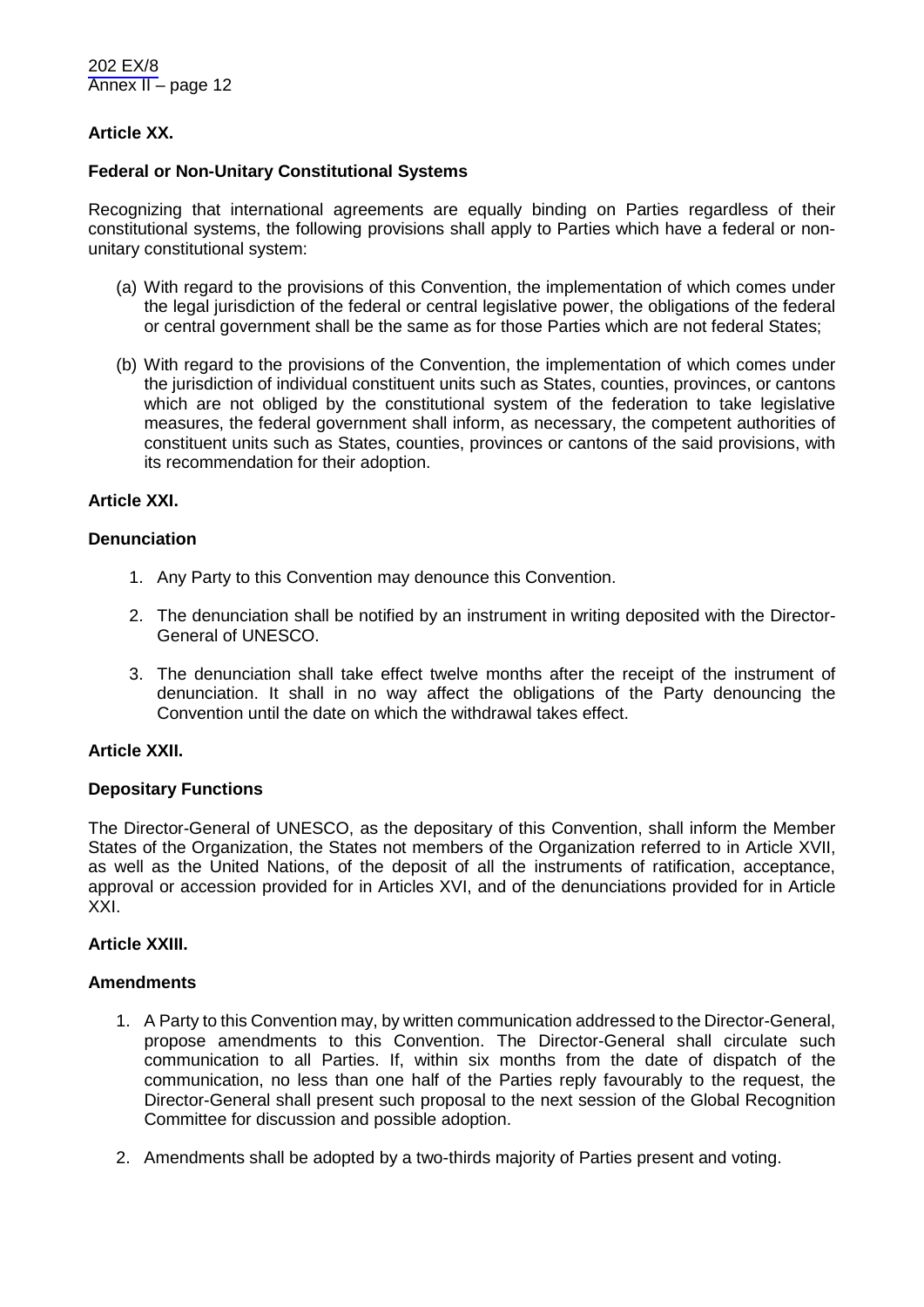**Article XX.**

**Federal or Non-Unitary Constitutional Systems**

Recognizing that international agreements are equally binding on Parties regardless of their constitutional systems, the following provisions shall apply to Parties which have a federal or non-unitary constitutional system:

(a) With regard to the provisions of this Convention, the implementation of which comes under the legal jurisdiction of the federal or central legislative power, the obligations of the federal or central government shall be the same as for those Parties which are not federal States;

(b) With regard to the provisions of the Convention, the implementation of which comes under the jurisdiction of individual constituent units such as States, counties, provinces, or cantons which are not obliged by the constitutional system of the federation to take legislative measures, the federal government shall inform, as necessary, the competent authorities of constituent units such as States, counties, provinces or cantons of the said provisions, with its recommendation for their adoption.

**Article XXI.**

**Denunciation**

1. Any Party to this Convention may denounce this Convention.

2. The denunciation shall be notified by an instrument in writing deposited with the Director-General of UNESCO.

3. The denunciation shall take effect twelve months after the receipt of the instrument of denunciation. It shall in no way affect the obligations of the Party denouncing the Convention until the date on which the withdrawal takes effect.

**Article XXII.**

**Depositary Functions**

The Director-General of UNESCO, as the depositary of this Convention, shall inform the Member States of the Organization, the States not members of the Organization referred to in Article XVII, as well as the United Nations, of the deposit of all the instruments of ratification, acceptance, approval or accession provided for in Articles XVI, and of the denunciations provided for in Article XXI.

**Article XXIII.**

**Amendments**

1. A Party to this Convention may, by written communication addressed to the Director-General, propose amendments to this Convention. The Director-General shall circulate such communication to all Parties. If, within six months from the date of dispatch of the communication, no less than one half of the Parties reply favourably to the request, the Director-General shall present such proposal to the next session of the Global Recognition Committee for discussion and possible adoption.

2. Amendments shall be adopted by a two-thirds majority of Parties present and voting.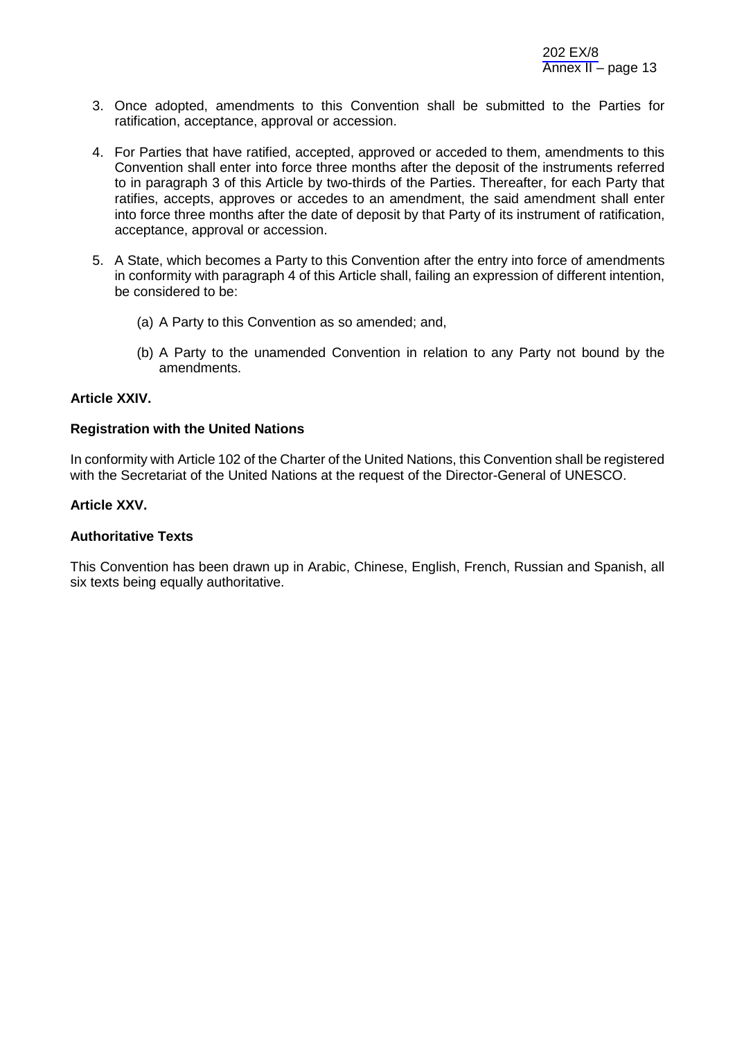3. Once adopted, amendments to this Convention shall be submitted to the Parties for ratification, acceptance, approval or accession.

4. For Parties that have ratified, accepted, approved or acceded to them, amendments to this Convention shall enter into force three months after the deposit of the instruments referred to in paragraph 3 of this Article by two-thirds of the Parties. Thereafter, for each Party that ratifies, accepts, approves or accedes to an amendment, the said amendment shall enter into force three months after the date of deposit by that Party of its instrument of ratification, acceptance, approval or accession.

5. A State, which becomes a Party to this Convention after the entry into force of amendments in conformity with paragraph 4 of this Article shall, failing an expression of different intention, be considered to be:

   (a) A Party to this Convention as so amended; and,

   (b) A Party to the unamended Convention in relation to any Party not bound by the amendments.

**Article XXIV.**

**Registration with the United Nations**

In conformity with Article 102 of the Charter of the United Nations, this Convention shall be registered with the Secretariat of the United Nations at the request of the Director-General of UNESCO.

**Article XXV.**

**Authoritative Texts**

This Convention has been drawn up in Arabic, Chinese, English, French, Russian and Spanish, all six texts being equally authoritative.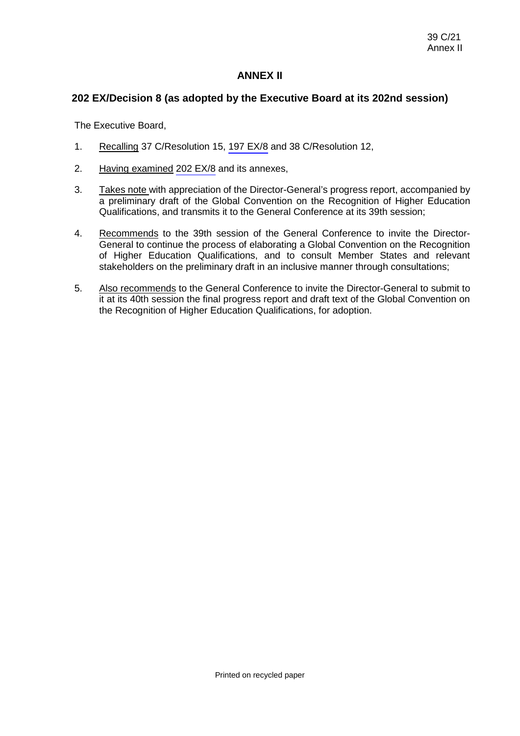# ANNEX II

## 202 EX/Decision 8 (as adopted by the Executive Board at its 202nd session)

The Executive Board,

1. Recalling 37 C/Resolution 15, 197 EX/8 and 38 C/Resolution 12,

2. Having examined 202 EX/8 and its annexes,

3. Takes note with appreciation of the Director-General's progress report, accompanied by a preliminary draft of the Global Convention on the Recognition of Higher Education Qualifications, and transmits it to the General Conference at its 39th session;

4. Recommends to the 39th session of the General Conference to invite the Director-General to continue the process of elaborating a Global Convention on the Recognition of Higher Education Qualifications, and to consult Member States and relevant stakeholders on the preliminary draft in an inclusive manner through consultations;

5. Also recommends to the General Conference to invite the Director-General to submit to it at its 40th session the final progress report and draft text of the Global Convention on the Recognition of Higher Education Qualifications, for adoption.